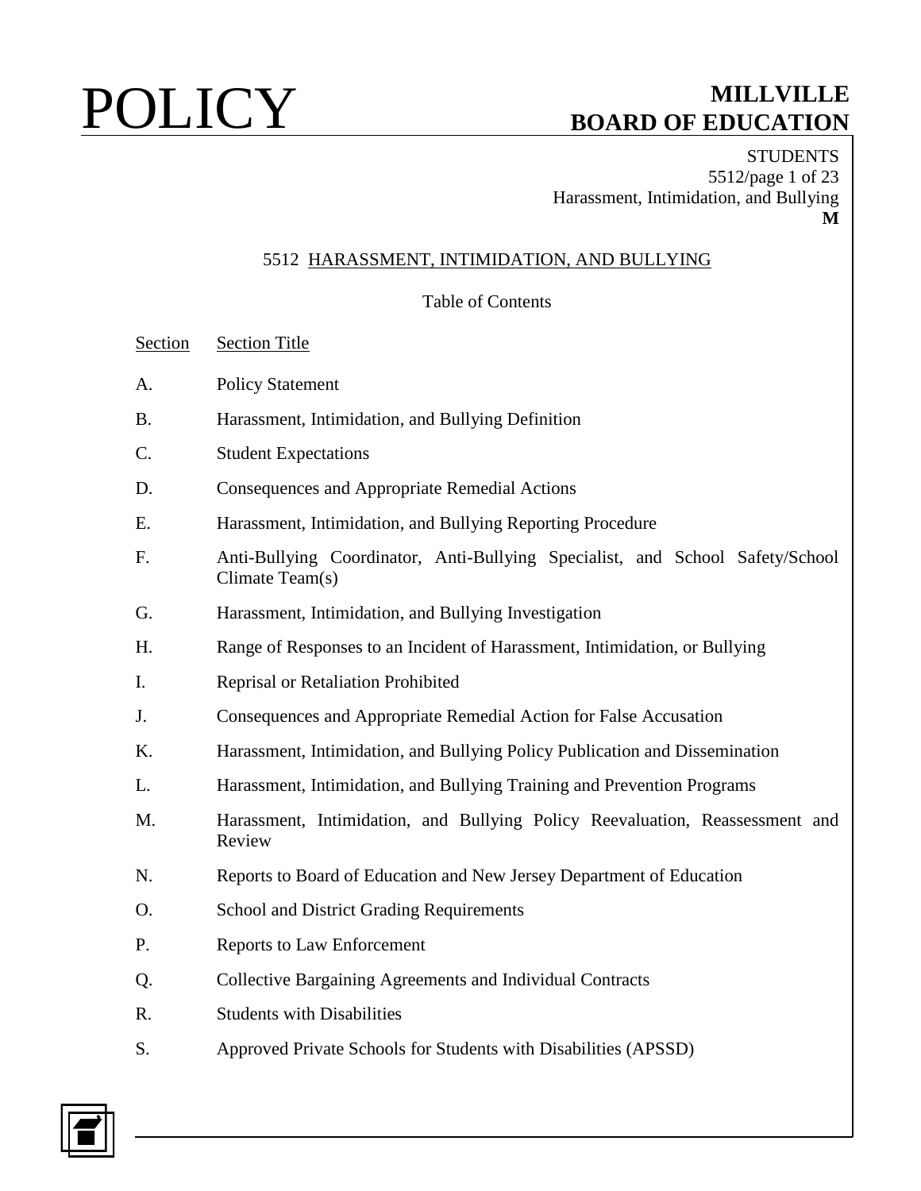# POLICY

**MILLVILLE BOARD OF EDUCATION**

STUDENTS
Harassment, Intimidation, and Bullying
**M**

## 5512 HARASSMENT, INTIMIDATION, AND BULLYING

Table of Contents

| Section | Section Title |
|---|---|
| A. | Policy Statement |
| B. | Harassment, Intimidation, and Bullying Definition |
| C. | Student Expectations |
| D. | Consequences and Appropriate Remedial Actions |
| E. | Harassment, Intimidation, and Bullying Reporting Procedure |
| F. | Anti-Bullying Coordinator, Anti-Bullying Specialist, and School Safety/School Climate Team(s) |
| G. | Harassment, Intimidation, and Bullying Investigation |
| H. | Range of Responses to an Incident of Harassment, Intimidation, or Bullying |
| I. | Reprisal or Retaliation Prohibited |
| J. | Consequences and Appropriate Remedial Action for False Accusation |
| K. | Harassment, Intimidation, and Bullying Policy Publication and Dissemination |
| L. | Harassment, Intimidation, and Bullying Training and Prevention Programs |
| M. | Harassment, Intimidation, and Bullying Policy Reevaluation, Reassessment and Review |
| N. | Reports to Board of Education and New Jersey Department of Education |
| O. | School and District Grading Requirements |
| P. | Reports to Law Enforcement |
| Q. | Collective Bargaining Agreements and Individual Contracts |
| R. | Students with Disabilities |
| S. | Approved Private Schools for Students with Disabilities (APSSD) |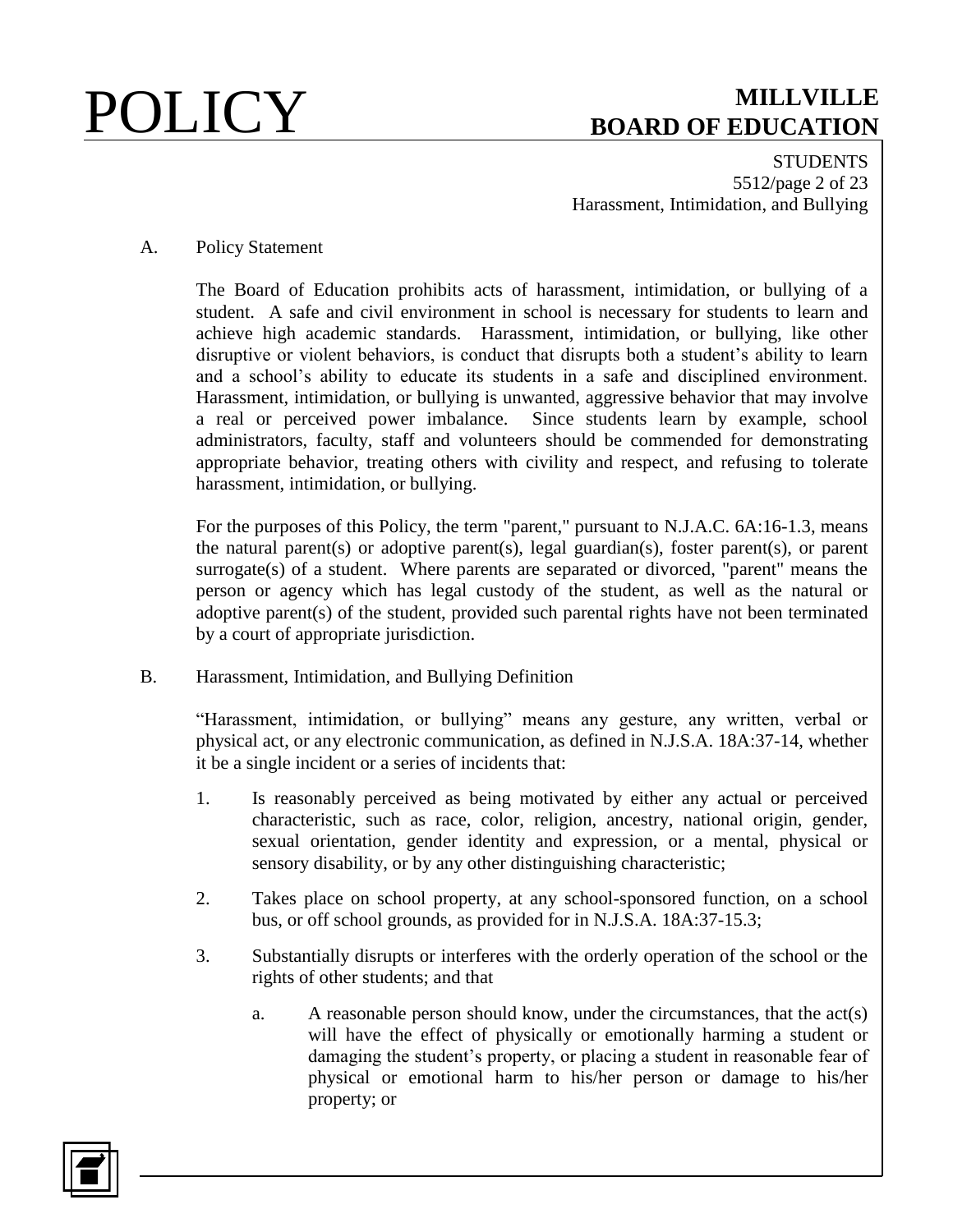## A. Policy Statement

The Board of Education prohibits acts of harassment, intimidation, or bullying of a student. A safe and civil environment in school is necessary for students to learn and achieve high academic standards. Harassment, intimidation, or bullying, like other disruptive or violent behaviors, is conduct that disrupts both a student's ability to learn and a school's ability to educate its students in a safe and disciplined environment. Harassment, intimidation, or bullying is unwanted, aggressive behavior that may involve a real or perceived power imbalance. Since students learn by example, school administrators, faculty, staff and volunteers should be commended for demonstrating appropriate behavior, treating others with civility and respect, and refusing to tolerate harassment, intimidation, or bullying.

For the purposes of this Policy, the term "parent," pursuant to N.J.A.C. 6A:16-1.3, means the natural parent(s) or adoptive parent(s), legal guardian(s), foster parent(s), or parent surrogate(s) of a student. Where parents are separated or divorced, "parent" means the person or agency which has legal custody of the student, as well as the natural or adoptive parent(s) of the student, provided such parental rights have not been terminated by a court of appropriate jurisdiction.

## B. Harassment, Intimidation, and Bullying Definition

"Harassment, intimidation, or bullying" means any gesture, any written, verbal or physical act, or any electronic communication, as defined in N.J.S.A. 18A:37-14, whether it be a single incident or a series of incidents that:

1. Is reasonably perceived as being motivated by either any actual or perceived characteristic, such as race, color, religion, ancestry, national origin, gender, sexual orientation, gender identity and expression, or a mental, physical or sensory disability, or by any other distinguishing characteristic;
2. Takes place on school property, at any school-sponsored function, on a school bus, or off school grounds, as provided for in N.J.S.A. 18A:37-15.3;
3. Substantially disrupts or interferes with the orderly operation of the school or the rights of other students; and that
   a. A reasonable person should know, under the circumstances, that the act(s) will have the effect of physically or emotionally harming a student or damaging the student's property, or placing a student in reasonable fear of physical or emotional harm to his/her person or damage to his/her property; or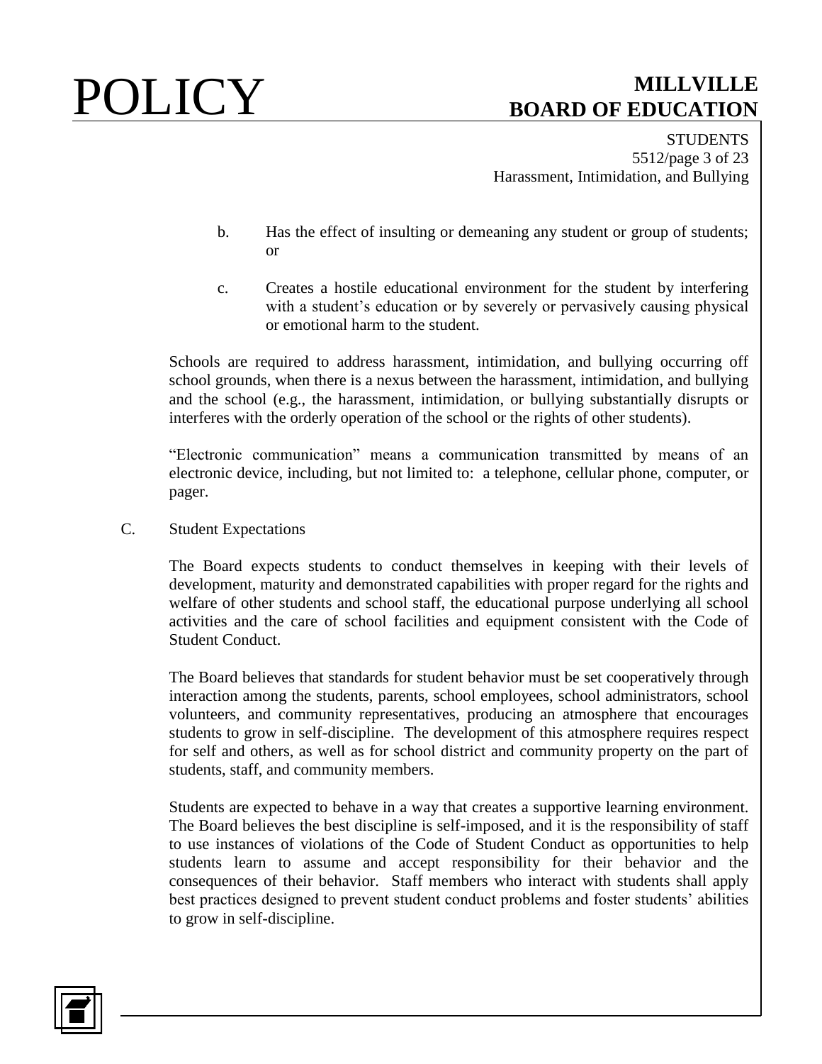b. Has the effect of insulting or demeaning any student or group of students; or

c. Creates a hostile educational environment for the student by interfering with a student's education or by severely or pervasively causing physical or emotional harm to the student.

Schools are required to address harassment, intimidation, and bullying occurring off school grounds, when there is a nexus between the harassment, intimidation, and bullying and the school (e.g., the harassment, intimidation, or bullying substantially disrupts or interferes with the orderly operation of the school or the rights of other students).

"Electronic communication" means a communication transmitted by means of an electronic device, including, but not limited to: a telephone, cellular phone, computer, or pager.

C. Student Expectations

The Board expects students to conduct themselves in keeping with their levels of development, maturity and demonstrated capabilities with proper regard for the rights and welfare of other students and school staff, the educational purpose underlying all school activities and the care of school facilities and equipment consistent with the Code of Student Conduct.

The Board believes that standards for student behavior must be set cooperatively through interaction among the students, parents, school employees, school administrators, school volunteers, and community representatives, producing an atmosphere that encourages students to grow in self-discipline. The development of this atmosphere requires respect for self and others, as well as for school district and community property on the part of students, staff, and community members.

Students are expected to behave in a way that creates a supportive learning environment. The Board believes the best discipline is self-imposed, and it is the responsibility of staff to use instances of violations of the Code of Student Conduct as opportunities to help students learn to assume and accept responsibility for their behavior and the consequences of their behavior. Staff members who interact with students shall apply best practices designed to prevent student conduct problems and foster students' abilities to grow in self-discipline.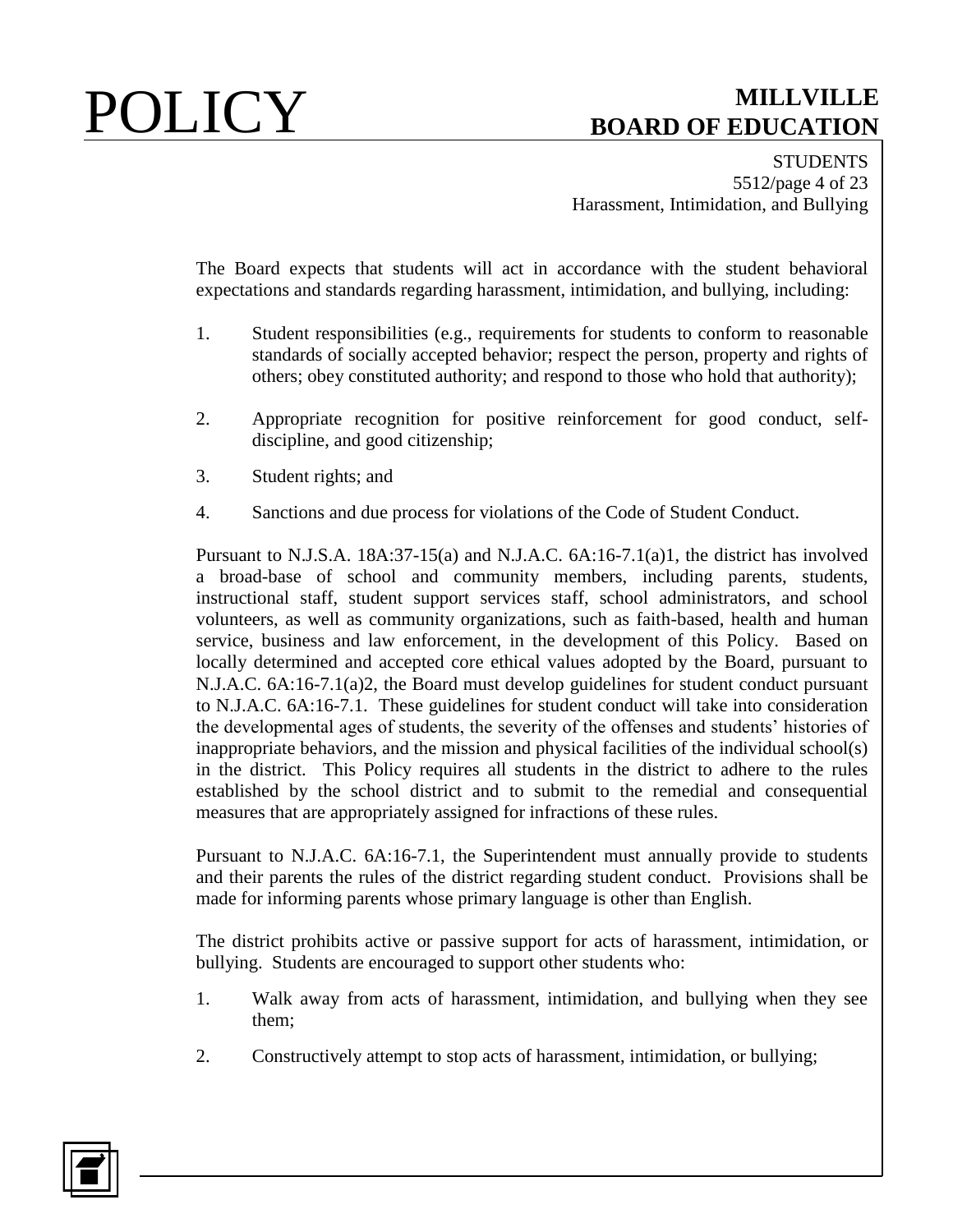The Board expects that students will act in accordance with the student behavioral expectations and standards regarding harassment, intimidation, and bullying, including:

1. Student responsibilities (e.g., requirements for students to conform to reasonable standards of socially accepted behavior; respect the person, property and rights of others; obey constituted authority; and respond to those who hold that authority);

2. Appropriate recognition for positive reinforcement for good conduct, self-discipline, and good citizenship;

3. Student rights; and

4. Sanctions and due process for violations of the Code of Student Conduct.

Pursuant to N.J.S.A. 18A:37-15(a) and N.J.A.C. 6A:16-7.1(a)1, the district has involved a broad-base of school and community members, including parents, students, instructional staff, student support services staff, school administrators, and school volunteers, as well as community organizations, such as faith-based, health and human service, business and law enforcement, in the development of this Policy. Based on locally determined and accepted core ethical values adopted by the Board, pursuant to N.J.A.C. 6A:16-7.1(a)2, the Board must develop guidelines for student conduct pursuant to N.J.A.C. 6A:16-7.1. These guidelines for student conduct will take into consideration the developmental ages of students, the severity of the offenses and students' histories of inappropriate behaviors, and the mission and physical facilities of the individual school(s) in the district. This Policy requires all students in the district to adhere to the rules established by the school district and to submit to the remedial and consequential measures that are appropriately assigned for infractions of these rules.

Pursuant to N.J.A.C. 6A:16-7.1, the Superintendent must annually provide to students and their parents the rules of the district regarding student conduct. Provisions shall be made for informing parents whose primary language is other than English.

The district prohibits active or passive support for acts of harassment, intimidation, or bullying. Students are encouraged to support other students who:

1. Walk away from acts of harassment, intimidation, and bullying when they see them;

2. Constructively attempt to stop acts of harassment, intimidation, or bullying;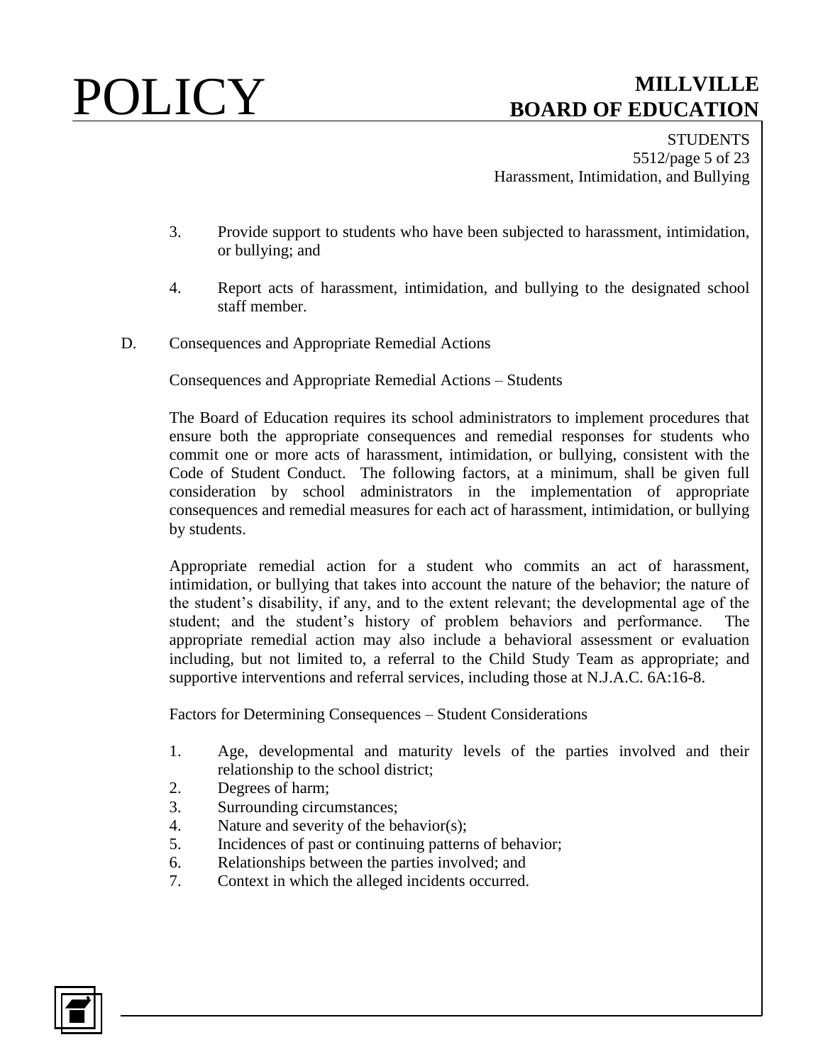3. Provide support to students who have been subjected to harassment, intimidation, or bullying; and

4. Report acts of harassment, intimidation, and bullying to the designated school staff member.

D. Consequences and Appropriate Remedial Actions

Consequences and Appropriate Remedial Actions – Students

The Board of Education requires its school administrators to implement procedures that ensure both the appropriate consequences and remedial responses for students who commit one or more acts of harassment, intimidation, or bullying, consistent with the Code of Student Conduct. The following factors, at a minimum, shall be given full consideration by school administrators in the implementation of appropriate consequences and remedial measures for each act of harassment, intimidation, or bullying by students.

Appropriate remedial action for a student who commits an act of harassment, intimidation, or bullying that takes into account the nature of the behavior; the nature of the student's disability, if any, and to the extent relevant; the developmental age of the student; and the student's history of problem behaviors and performance. The appropriate remedial action may also include a behavioral assessment or evaluation including, but not limited to, a referral to the Child Study Team as appropriate; and supportive interventions and referral services, including those at N.J.A.C. 6A:16-8.

Factors for Determining Consequences – Student Considerations

1. Age, developmental and maturity levels of the parties involved and their relationship to the school district;
2. Degrees of harm;
3. Surrounding circumstances;
4. Nature and severity of the behavior(s);
5. Incidences of past or continuing patterns of behavior;
6. Relationships between the parties involved; and
7. Context in which the alleged incidents occurred.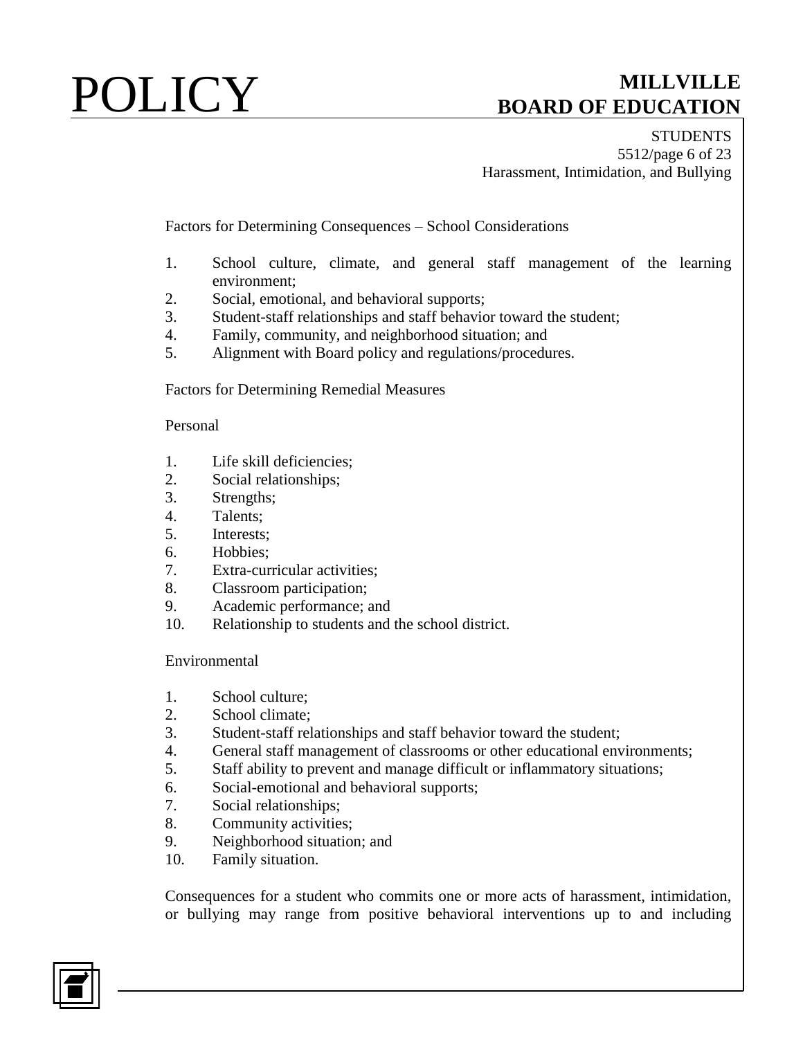Factors for Determining Consequences – School Considerations

1. School culture, climate, and general staff management of the learning environment;
2. Social, emotional, and behavioral supports;
3. Student-staff relationships and staff behavior toward the student;
4. Family, community, and neighborhood situation; and
5. Alignment with Board policy and regulations/procedures.

Factors for Determining Remedial Measures

Personal

1. Life skill deficiencies;
2. Social relationships;
3. Strengths;
4. Talents;
5. Interests;
6. Hobbies;
7. Extra-curricular activities;
8. Classroom participation;
9. Academic performance; and
10. Relationship to students and the school district.

Environmental

1. School culture;
2. School climate;
3. Student-staff relationships and staff behavior toward the student;
4. General staff management of classrooms or other educational environments;
5. Staff ability to prevent and manage difficult or inflammatory situations;
6. Social-emotional and behavioral supports;
7. Social relationships;
8. Community activities;
9. Neighborhood situation; and
10. Family situation.

Consequences for a student who commits one or more acts of harassment, intimidation, or bullying may range from positive behavioral interventions up to and including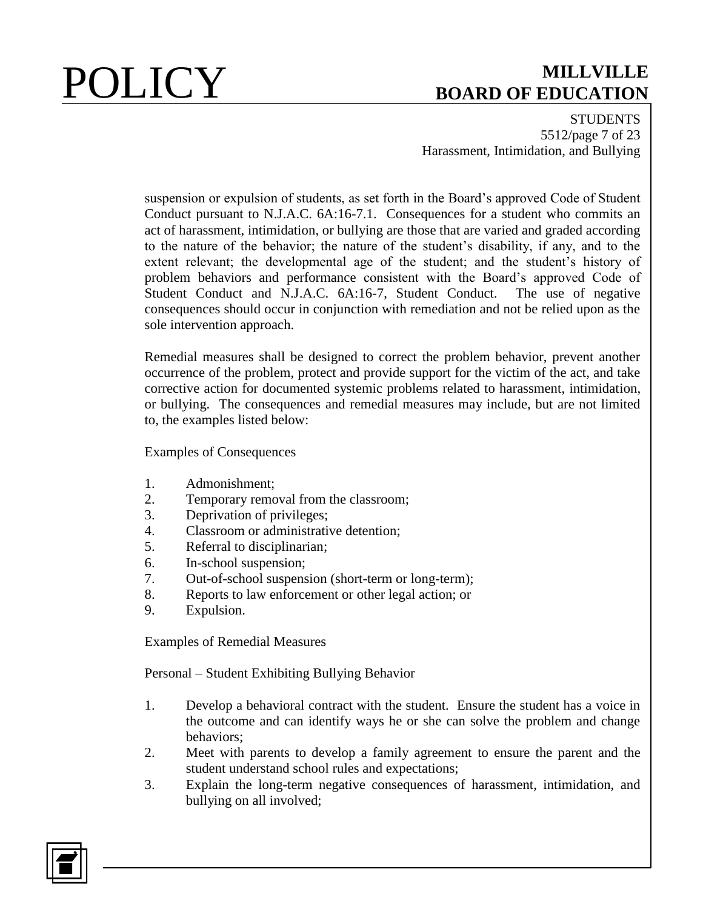suspension or expulsion of students, as set forth in the Board's approved Code of Student Conduct pursuant to N.J.A.C. 6A:16-7.1. Consequences for a student who commits an act of harassment, intimidation, or bullying are those that are varied and graded according to the nature of the behavior; the nature of the student's disability, if any, and to the extent relevant; the developmental age of the student; and the student's history of problem behaviors and performance consistent with the Board's approved Code of Student Conduct and N.J.A.C. 6A:16-7, Student Conduct. The use of negative consequences should occur in conjunction with remediation and not be relied upon as the sole intervention approach.

Remedial measures shall be designed to correct the problem behavior, prevent another occurrence of the problem, protect and provide support for the victim of the act, and take corrective action for documented systemic problems related to harassment, intimidation, or bullying. The consequences and remedial measures may include, but are not limited to, the examples listed below:

Examples of Consequences

1. Admonishment;
2. Temporary removal from the classroom;
3. Deprivation of privileges;
4. Classroom or administrative detention;
5. Referral to disciplinarian;
6. In-school suspension;
7. Out-of-school suspension (short-term or long-term);
8. Reports to law enforcement or other legal action; or
9. Expulsion.

Examples of Remedial Measures

Personal – Student Exhibiting Bullying Behavior

1. Develop a behavioral contract with the student. Ensure the student has a voice in the outcome and can identify ways he or she can solve the problem and change behaviors;
2. Meet with parents to develop a family agreement to ensure the parent and the student understand school rules and expectations;
3. Explain the long-term negative consequences of harassment, intimidation, and bullying on all involved;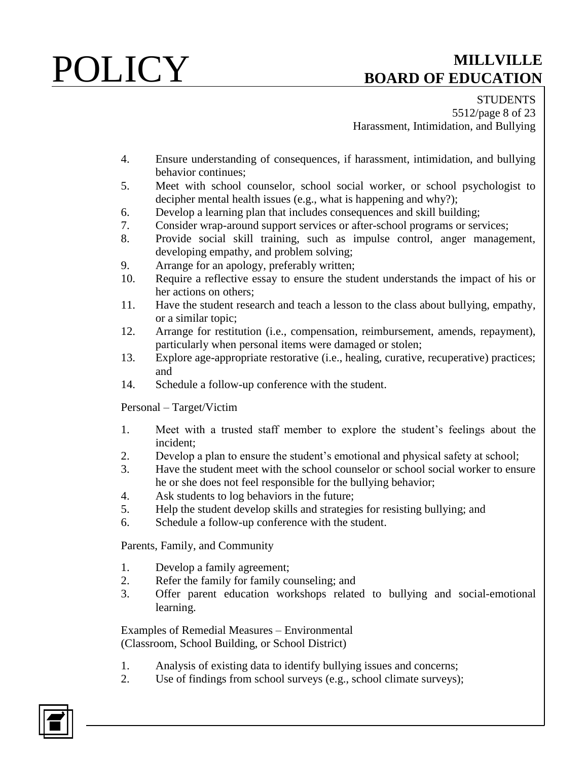4. Ensure understanding of consequences, if harassment, intimidation, and bullying behavior continues;
5. Meet with school counselor, school social worker, or school psychologist to decipher mental health issues (e.g., what is happening and why?);
6. Develop a learning plan that includes consequences and skill building;
7. Consider wrap-around support services or after-school programs or services;
8. Provide social skill training, such as impulse control, anger management, developing empathy, and problem solving;
9. Arrange for an apology, preferably written;
10. Require a reflective essay to ensure the student understands the impact of his or her actions on others;
11. Have the student research and teach a lesson to the class about bullying, empathy, or a similar topic;
12. Arrange for restitution (i.e., compensation, reimbursement, amends, repayment), particularly when personal items were damaged or stolen;
13. Explore age-appropriate restorative (i.e., healing, curative, recuperative) practices; and
14. Schedule a follow-up conference with the student.

Personal – Target/Victim

1. Meet with a trusted staff member to explore the student's feelings about the incident;
2. Develop a plan to ensure the student's emotional and physical safety at school;
3. Have the student meet with the school counselor or school social worker to ensure he or she does not feel responsible for the bullying behavior;
4. Ask students to log behaviors in the future;
5. Help the student develop skills and strategies for resisting bullying; and
6. Schedule a follow-up conference with the student.

Parents, Family, and Community

1. Develop a family agreement;
2. Refer the family for family counseling; and
3. Offer parent education workshops related to bullying and social-emotional learning.

Examples of Remedial Measures – Environmental
(Classroom, School Building, or School District)

1. Analysis of existing data to identify bullying issues and concerns;
2. Use of findings from school surveys (e.g., school climate surveys);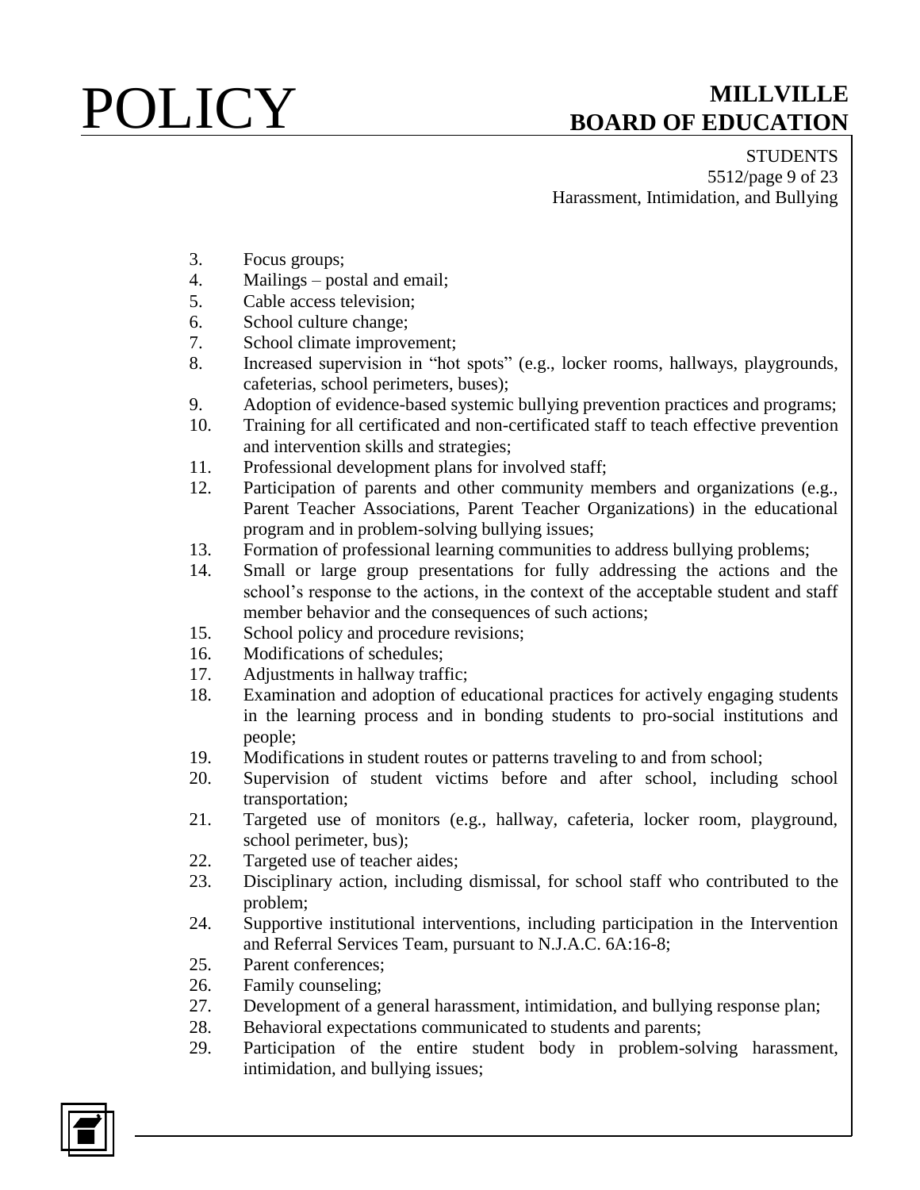3. Focus groups;
4. Mailings – postal and email;
5. Cable access television;
6. School culture change;
7. School climate improvement;
8. Increased supervision in "hot spots" (e.g., locker rooms, hallways, playgrounds, cafeterias, school perimeters, buses);
9. Adoption of evidence-based systemic bullying prevention practices and programs;
10. Training for all certificated and non-certificated staff to teach effective prevention and intervention skills and strategies;
11. Professional development plans for involved staff;
12. Participation of parents and other community members and organizations (e.g., Parent Teacher Associations, Parent Teacher Organizations) in the educational program and in problem-solving bullying issues;
13. Formation of professional learning communities to address bullying problems;
14. Small or large group presentations for fully addressing the actions and the school's response to the actions, in the context of the acceptable student and staff member behavior and the consequences of such actions;
15. School policy and procedure revisions;
16. Modifications of schedules;
17. Adjustments in hallway traffic;
18. Examination and adoption of educational practices for actively engaging students in the learning process and in bonding students to pro-social institutions and people;
19. Modifications in student routes or patterns traveling to and from school;
20. Supervision of student victims before and after school, including school transportation;
21. Targeted use of monitors (e.g., hallway, cafeteria, locker room, playground, school perimeter, bus);
22. Targeted use of teacher aides;
23. Disciplinary action, including dismissal, for school staff who contributed to the problem;
24. Supportive institutional interventions, including participation in the Intervention and Referral Services Team, pursuant to N.J.A.C. 6A:16-8;
25. Parent conferences;
26. Family counseling;
27. Development of a general harassment, intimidation, and bullying response plan;
28. Behavioral expectations communicated to students and parents;
29. Participation of the entire student body in problem-solving harassment, intimidation, and bullying issues;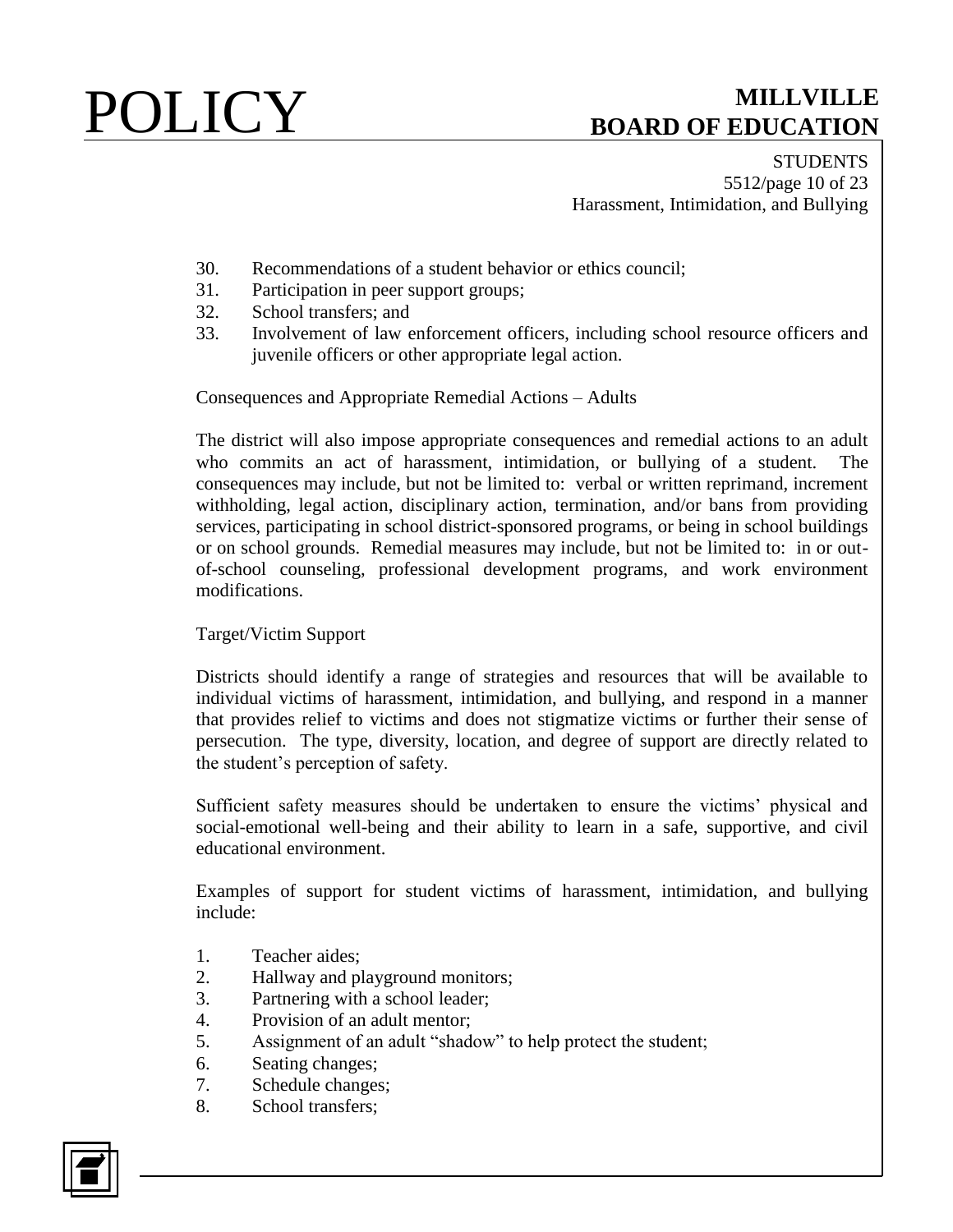30. Recommendations of a student behavior or ethics council;
31. Participation in peer support groups;
32. School transfers; and
33. Involvement of law enforcement officers, including school resource officers and juvenile officers or other appropriate legal action.

Consequences and Appropriate Remedial Actions – Adults

The district will also impose appropriate consequences and remedial actions to an adult who commits an act of harassment, intimidation, or bullying of a student. The consequences may include, but not be limited to: verbal or written reprimand, increment withholding, legal action, disciplinary action, termination, and/or bans from providing services, participating in school district-sponsored programs, or being in school buildings or on school grounds. Remedial measures may include, but not be limited to: in or out-of-school counseling, professional development programs, and work environment modifications.

Target/Victim Support

Districts should identify a range of strategies and resources that will be available to individual victims of harassment, intimidation, and bullying, and respond in a manner that provides relief to victims and does not stigmatize victims or further their sense of persecution. The type, diversity, location, and degree of support are directly related to the student's perception of safety.

Sufficient safety measures should be undertaken to ensure the victims' physical and social-emotional well-being and their ability to learn in a safe, supportive, and civil educational environment.

Examples of support for student victims of harassment, intimidation, and bullying include:

1. Teacher aides;
2. Hallway and playground monitors;
3. Partnering with a school leader;
4. Provision of an adult mentor;
5. Assignment of an adult "shadow" to help protect the student;
6. Seating changes;
7. Schedule changes;
8. School transfers;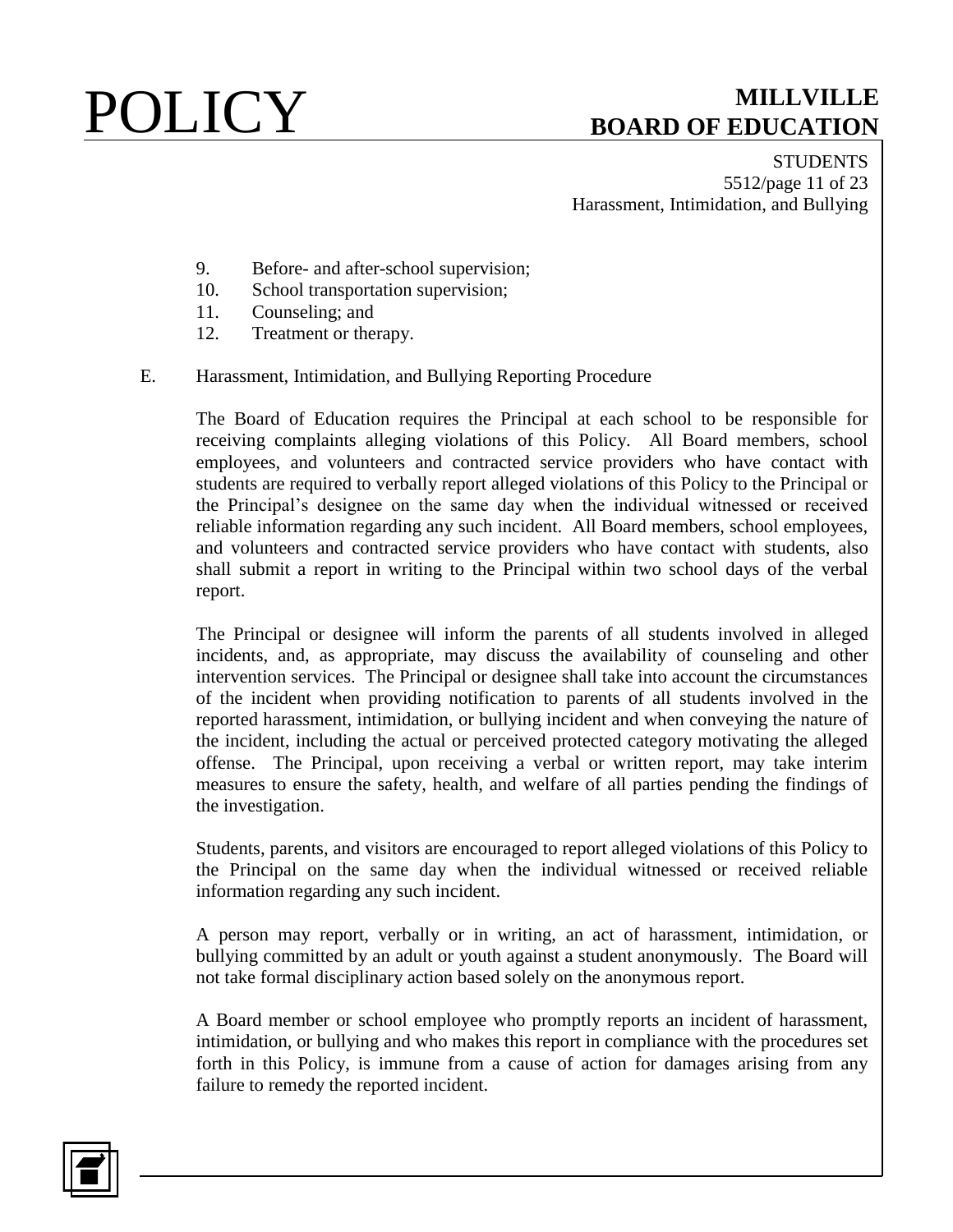9. Before- and after-school supervision;
10. School transportation supervision;
11. Counseling; and
12. Treatment or therapy.

E. Harassment, Intimidation, and Bullying Reporting Procedure

The Board of Education requires the Principal at each school to be responsible for receiving complaints alleging violations of this Policy. All Board members, school employees, and volunteers and contracted service providers who have contact with students are required to verbally report alleged violations of this Policy to the Principal or the Principal's designee on the same day when the individual witnessed or received reliable information regarding any such incident. All Board members, school employees, and volunteers and contracted service providers who have contact with students, also shall submit a report in writing to the Principal within two school days of the verbal report.

The Principal or designee will inform the parents of all students involved in alleged incidents, and, as appropriate, may discuss the availability of counseling and other intervention services. The Principal or designee shall take into account the circumstances of the incident when providing notification to parents of all students involved in the reported harassment, intimidation, or bullying incident and when conveying the nature of the incident, including the actual or perceived protected category motivating the alleged offense. The Principal, upon receiving a verbal or written report, may take interim measures to ensure the safety, health, and welfare of all parties pending the findings of the investigation.

Students, parents, and visitors are encouraged to report alleged violations of this Policy to the Principal on the same day when the individual witnessed or received reliable information regarding any such incident.

A person may report, verbally or in writing, an act of harassment, intimidation, or bullying committed by an adult or youth against a student anonymously. The Board will not take formal disciplinary action based solely on the anonymous report.

A Board member or school employee who promptly reports an incident of harassment, intimidation, or bullying and who makes this report in compliance with the procedures set forth in this Policy, is immune from a cause of action for damages arising from any failure to remedy the reported incident.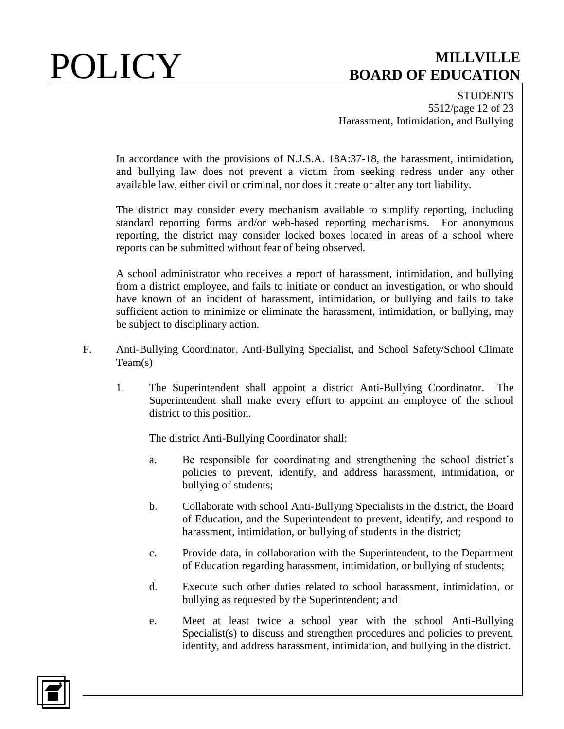In accordance with the provisions of N.J.S.A. 18A:37-18, the harassment, intimidation, and bullying law does not prevent a victim from seeking redress under any other available law, either civil or criminal, nor does it create or alter any tort liability.

The district may consider every mechanism available to simplify reporting, including standard reporting forms and/or web-based reporting mechanisms. For anonymous reporting, the district may consider locked boxes located in areas of a school where reports can be submitted without fear of being observed.

A school administrator who receives a report of harassment, intimidation, and bullying from a district employee, and fails to initiate or conduct an investigation, or who should have known of an incident of harassment, intimidation, or bullying and fails to take sufficient action to minimize or eliminate the harassment, intimidation, or bullying, may be subject to disciplinary action.

F. Anti-Bullying Coordinator, Anti-Bullying Specialist, and School Safety/School Climate Team(s)

1. The Superintendent shall appoint a district Anti-Bullying Coordinator. The Superintendent shall make every effort to appoint an employee of the school district to this position.

   The district Anti-Bullying Coordinator shall:

   a. Be responsible for coordinating and strengthening the school district's policies to prevent, identify, and address harassment, intimidation, or bullying of students;

   b. Collaborate with school Anti-Bullying Specialists in the district, the Board of Education, and the Superintendent to prevent, identify, and respond to harassment, intimidation, or bullying of students in the district;

   c. Provide data, in collaboration with the Superintendent, to the Department of Education regarding harassment, intimidation, or bullying of students;

   d. Execute such other duties related to school harassment, intimidation, or bullying as requested by the Superintendent; and

   e. Meet at least twice a school year with the school Anti-Bullying Specialist(s) to discuss and strengthen procedures and policies to prevent, identify, and address harassment, intimidation, and bullying in the district.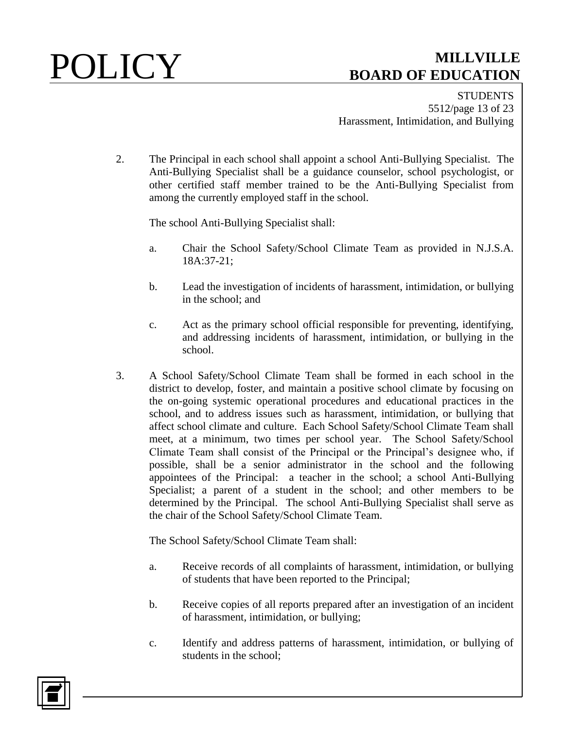2. The Principal in each school shall appoint a school Anti-Bullying Specialist. The Anti-Bullying Specialist shall be a guidance counselor, school psychologist, or other certified staff member trained to be the Anti-Bullying Specialist from among the currently employed staff in the school.

   The school Anti-Bullying Specialist shall:

   a. Chair the School Safety/School Climate Team as provided in N.J.S.A. 18A:37-21;

   b. Lead the investigation of incidents of harassment, intimidation, or bullying in the school; and

   c. Act as the primary school official responsible for preventing, identifying, and addressing incidents of harassment, intimidation, or bullying in the school.

3. A School Safety/School Climate Team shall be formed in each school in the district to develop, foster, and maintain a positive school climate by focusing on the on-going systemic operational procedures and educational practices in the school, and to address issues such as harassment, intimidation, or bullying that affect school climate and culture. Each School Safety/School Climate Team shall meet, at a minimum, two times per school year. The School Safety/School Climate Team shall consist of the Principal or the Principal's designee who, if possible, shall be a senior administrator in the school and the following appointees of the Principal: a teacher in the school; a school Anti-Bullying Specialist; a parent of a student in the school; and other members to be determined by the Principal. The school Anti-Bullying Specialist shall serve as the chair of the School Safety/School Climate Team.

   The School Safety/School Climate Team shall:

   a. Receive records of all complaints of harassment, intimidation, or bullying of students that have been reported to the Principal;

   b. Receive copies of all reports prepared after an investigation of an incident of harassment, intimidation, or bullying;

   c. Identify and address patterns of harassment, intimidation, or bullying of students in the school;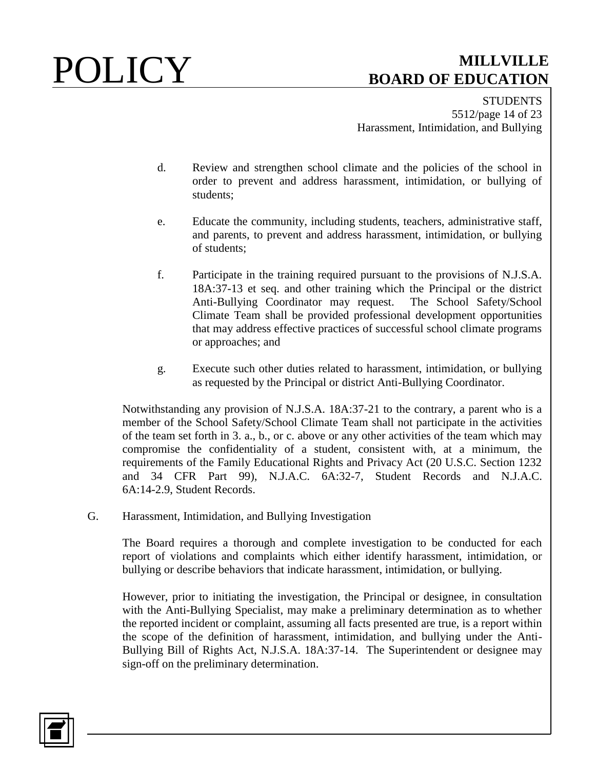d. Review and strengthen school climate and the policies of the school in order to prevent and address harassment, intimidation, or bullying of students;

e. Educate the community, including students, teachers, administrative staff, and parents, to prevent and address harassment, intimidation, or bullying of students;

f. Participate in the training required pursuant to the provisions of N.J.S.A. 18A:37-13 et seq. and other training which the Principal or the district Anti-Bullying Coordinator may request. The School Safety/School Climate Team shall be provided professional development opportunities that may address effective practices of successful school climate programs or approaches; and

g. Execute such other duties related to harassment, intimidation, or bullying as requested by the Principal or district Anti-Bullying Coordinator.

Notwithstanding any provision of N.J.S.A. 18A:37-21 to the contrary, a parent who is a member of the School Safety/School Climate Team shall not participate in the activities of the team set forth in 3. a., b., or c. above or any other activities of the team which may compromise the confidentiality of a student, consistent with, at a minimum, the requirements of the Family Educational Rights and Privacy Act (20 U.S.C. Section 1232 and 34 CFR Part 99), N.J.A.C. 6A:32-7, Student Records and N.J.A.C. 6A:14-2.9, Student Records.

G. Harassment, Intimidation, and Bullying Investigation

The Board requires a thorough and complete investigation to be conducted for each report of violations and complaints which either identify harassment, intimidation, or bullying or describe behaviors that indicate harassment, intimidation, or bullying.

However, prior to initiating the investigation, the Principal or designee, in consultation with the Anti-Bullying Specialist, may make a preliminary determination as to whether the reported incident or complaint, assuming all facts presented are true, is a report within the scope of the definition of harassment, intimidation, and bullying under the Anti-Bullying Bill of Rights Act, N.J.S.A. 18A:37-14. The Superintendent or designee may sign-off on the preliminary determination.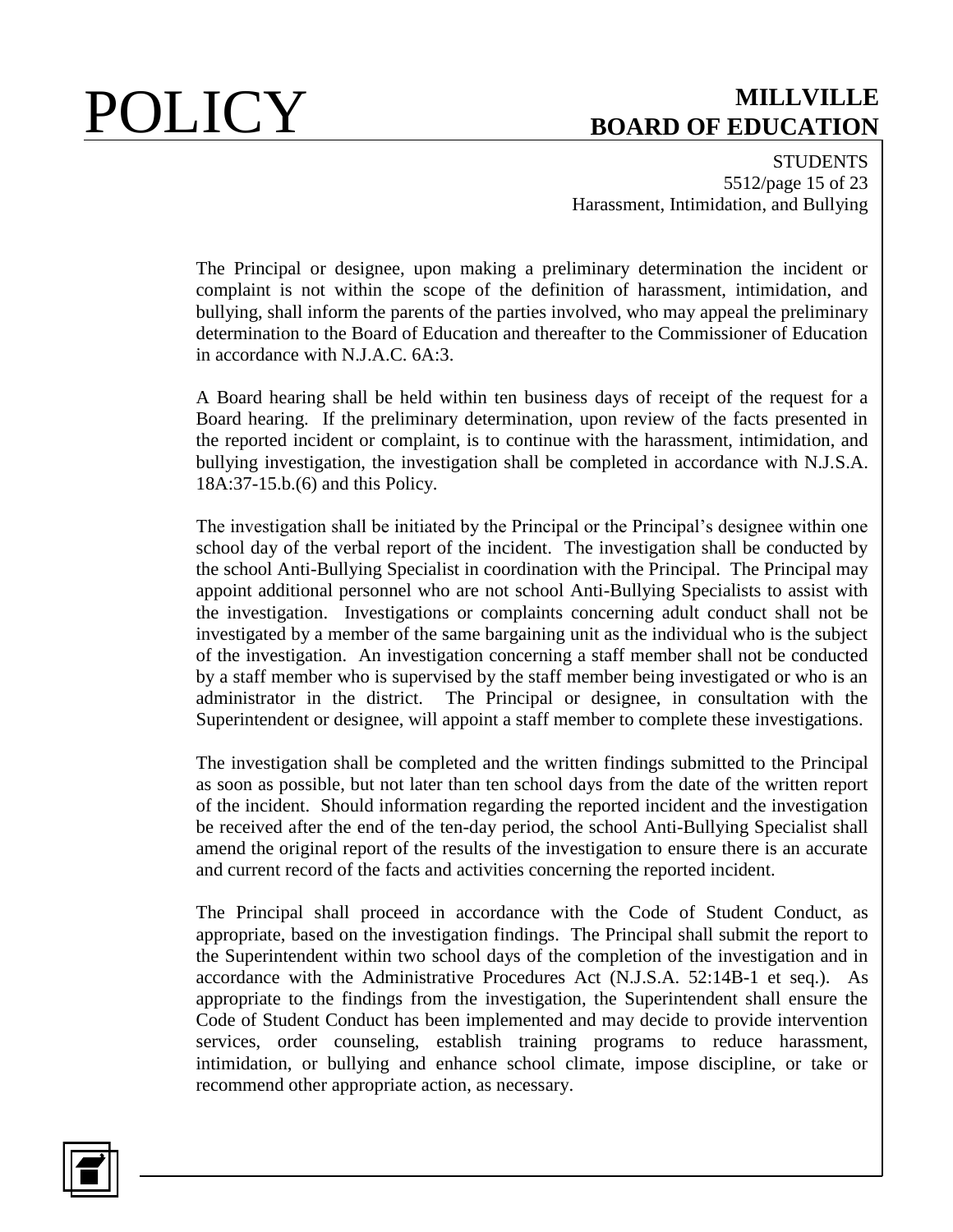The Principal or designee, upon making a preliminary determination the incident or complaint is not within the scope of the definition of harassment, intimidation, and bullying, shall inform the parents of the parties involved, who may appeal the preliminary determination to the Board of Education and thereafter to the Commissioner of Education in accordance with N.J.A.C. 6A:3.

A Board hearing shall be held within ten business days of receipt of the request for a Board hearing. If the preliminary determination, upon review of the facts presented in the reported incident or complaint, is to continue with the harassment, intimidation, and bullying investigation, the investigation shall be completed in accordance with N.J.S.A. 18A:37-15.b.(6) and this Policy.

The investigation shall be initiated by the Principal or the Principal's designee within one school day of the verbal report of the incident. The investigation shall be conducted by the school Anti-Bullying Specialist in coordination with the Principal. The Principal may appoint additional personnel who are not school Anti-Bullying Specialists to assist with the investigation. Investigations or complaints concerning adult conduct shall not be investigated by a member of the same bargaining unit as the individual who is the subject of the investigation. An investigation concerning a staff member shall not be conducted by a staff member who is supervised by the staff member being investigated or who is an administrator in the district. The Principal or designee, in consultation with the Superintendent or designee, will appoint a staff member to complete these investigations.

The investigation shall be completed and the written findings submitted to the Principal as soon as possible, but not later than ten school days from the date of the written report of the incident. Should information regarding the reported incident and the investigation be received after the end of the ten-day period, the school Anti-Bullying Specialist shall amend the original report of the results of the investigation to ensure there is an accurate and current record of the facts and activities concerning the reported incident.

The Principal shall proceed in accordance with the Code of Student Conduct, as appropriate, based on the investigation findings. The Principal shall submit the report to the Superintendent within two school days of the completion of the investigation and in accordance with the Administrative Procedures Act (N.J.S.A. 52:14B-1 et seq.). As appropriate to the findings from the investigation, the Superintendent shall ensure the Code of Student Conduct has been implemented and may decide to provide intervention services, order counseling, establish training programs to reduce harassment, intimidation, or bullying and enhance school climate, impose discipline, or take or recommend other appropriate action, as necessary.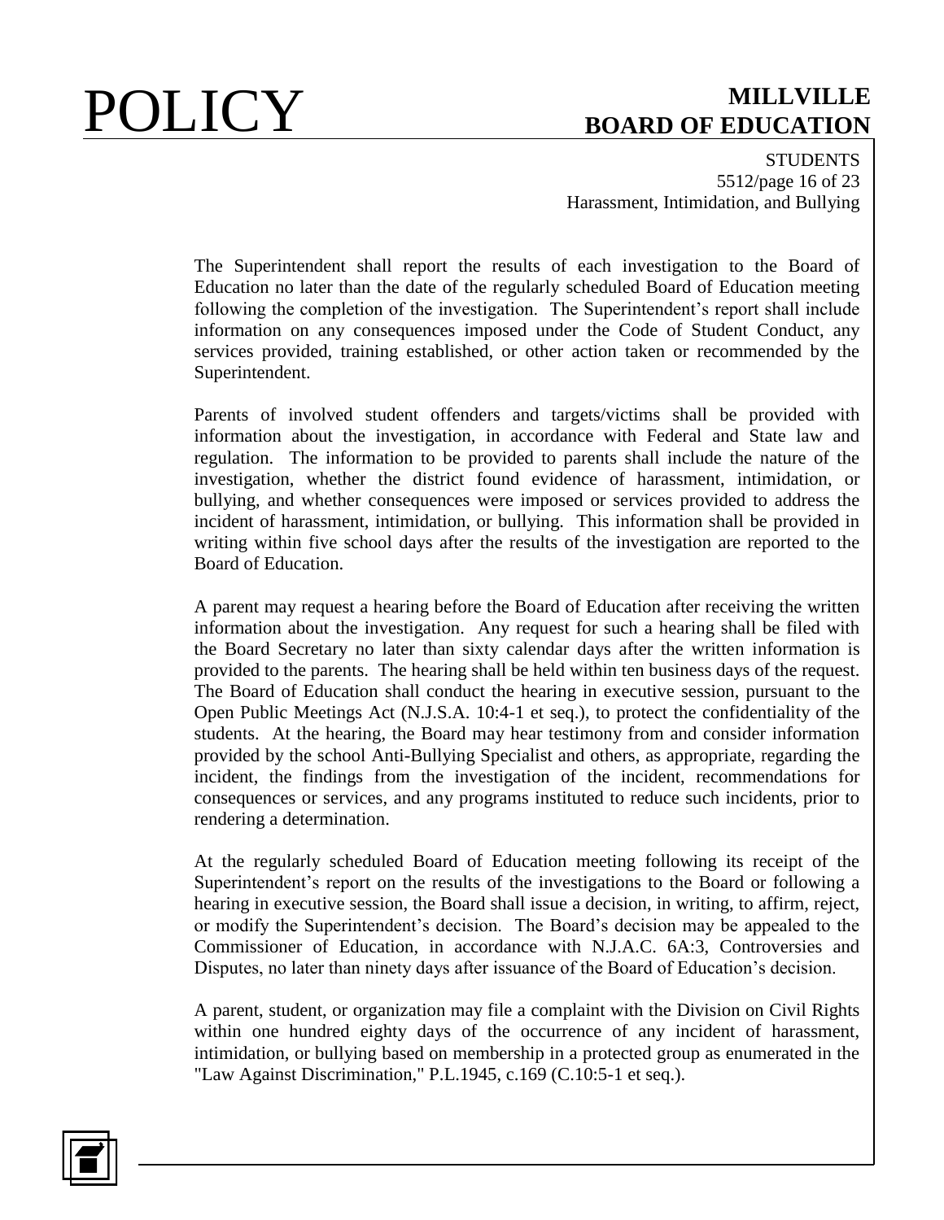The Superintendent shall report the results of each investigation to the Board of Education no later than the date of the regularly scheduled Board of Education meeting following the completion of the investigation. The Superintendent's report shall include information on any consequences imposed under the Code of Student Conduct, any services provided, training established, or other action taken or recommended by the Superintendent.

Parents of involved student offenders and targets/victims shall be provided with information about the investigation, in accordance with Federal and State law and regulation. The information to be provided to parents shall include the nature of the investigation, whether the district found evidence of harassment, intimidation, or bullying, and whether consequences were imposed or services provided to address the incident of harassment, intimidation, or bullying. This information shall be provided in writing within five school days after the results of the investigation are reported to the Board of Education.

A parent may request a hearing before the Board of Education after receiving the written information about the investigation. Any request for such a hearing shall be filed with the Board Secretary no later than sixty calendar days after the written information is provided to the parents. The hearing shall be held within ten business days of the request. The Board of Education shall conduct the hearing in executive session, pursuant to the Open Public Meetings Act (N.J.S.A. 10:4-1 et seq.), to protect the confidentiality of the students. At the hearing, the Board may hear testimony from and consider information provided by the school Anti-Bullying Specialist and others, as appropriate, regarding the incident, the findings from the investigation of the incident, recommendations for consequences or services, and any programs instituted to reduce such incidents, prior to rendering a determination.

At the regularly scheduled Board of Education meeting following its receipt of the Superintendent's report on the results of the investigations to the Board or following a hearing in executive session, the Board shall issue a decision, in writing, to affirm, reject, or modify the Superintendent's decision. The Board's decision may be appealed to the Commissioner of Education, in accordance with N.J.A.C. 6A:3, Controversies and Disputes, no later than ninety days after issuance of the Board of Education's decision.

A parent, student, or organization may file a complaint with the Division on Civil Rights within one hundred eighty days of the occurrence of any incident of harassment, intimidation, or bullying based on membership in a protected group as enumerated in the "Law Against Discrimination," P.L.1945, c.169 (C.10:5-1 et seq.).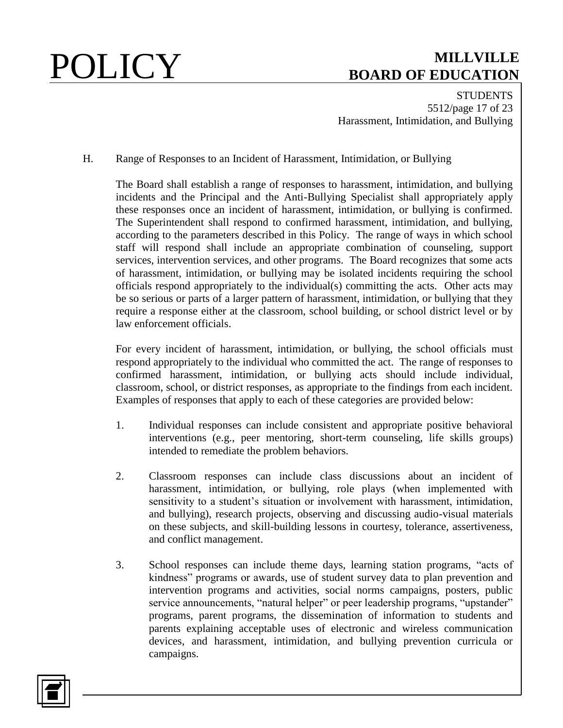H. Range of Responses to an Incident of Harassment, Intimidation, or Bullying

The Board shall establish a range of responses to harassment, intimidation, and bullying incidents and the Principal and the Anti-Bullying Specialist shall appropriately apply these responses once an incident of harassment, intimidation, or bullying is confirmed. The Superintendent shall respond to confirmed harassment, intimidation, and bullying, according to the parameters described in this Policy. The range of ways in which school staff will respond shall include an appropriate combination of counseling, support services, intervention services, and other programs. The Board recognizes that some acts of harassment, intimidation, or bullying may be isolated incidents requiring the school officials respond appropriately to the individual(s) committing the acts. Other acts may be so serious or parts of a larger pattern of harassment, intimidation, or bullying that they require a response either at the classroom, school building, or school district level or by law enforcement officials.

For every incident of harassment, intimidation, or bullying, the school officials must respond appropriately to the individual who committed the act. The range of responses to confirmed harassment, intimidation, or bullying acts should include individual, classroom, school, or district responses, as appropriate to the findings from each incident. Examples of responses that apply to each of these categories are provided below:

1. Individual responses can include consistent and appropriate positive behavioral interventions (e.g., peer mentoring, short-term counseling, life skills groups) intended to remediate the problem behaviors.

2. Classroom responses can include class discussions about an incident of harassment, intimidation, or bullying, role plays (when implemented with sensitivity to a student's situation or involvement with harassment, intimidation, and bullying), research projects, observing and discussing audio-visual materials on these subjects, and skill-building lessons in courtesy, tolerance, assertiveness, and conflict management.

3. School responses can include theme days, learning station programs, "acts of kindness" programs or awards, use of student survey data to plan prevention and intervention programs and activities, social norms campaigns, posters, public service announcements, "natural helper" or peer leadership programs, "upstander" programs, parent programs, the dissemination of information to students and parents explaining acceptable uses of electronic and wireless communication devices, and harassment, intimidation, and bullying prevention curricula or campaigns.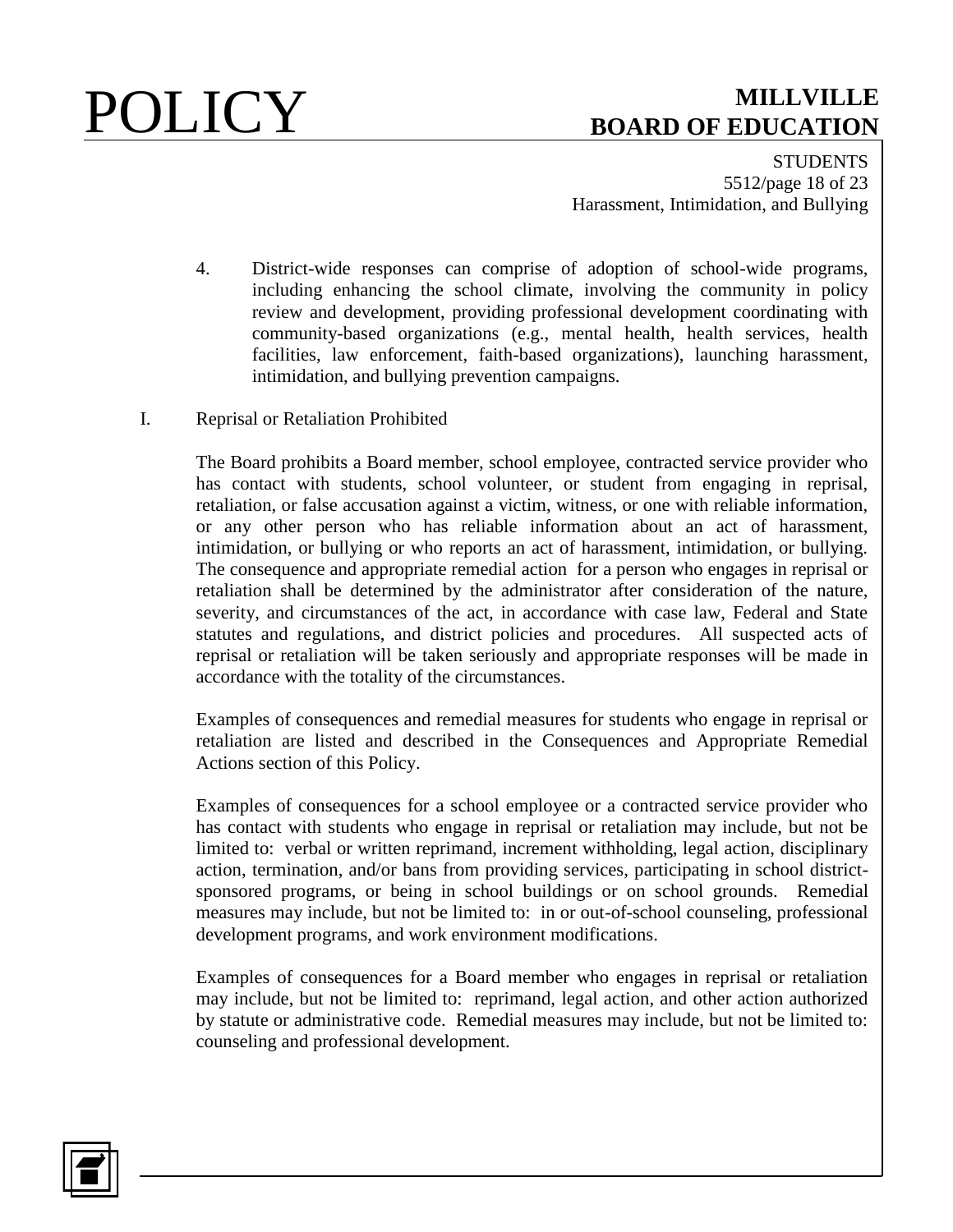4. District-wide responses can comprise of adoption of school-wide programs, including enhancing the school climate, involving the community in policy review and development, providing professional development coordinating with community-based organizations (e.g., mental health, health services, health facilities, law enforcement, faith-based organizations), launching harassment, intimidation, and bullying prevention campaigns.

I. Reprisal or Retaliation Prohibited

The Board prohibits a Board member, school employee, contracted service provider who has contact with students, school volunteer, or student from engaging in reprisal, retaliation, or false accusation against a victim, witness, or one with reliable information, or any other person who has reliable information about an act of harassment, intimidation, or bullying or who reports an act of harassment, intimidation, or bullying. The consequence and appropriate remedial action for a person who engages in reprisal or retaliation shall be determined by the administrator after consideration of the nature, severity, and circumstances of the act, in accordance with case law, Federal and State statutes and regulations, and district policies and procedures. All suspected acts of reprisal or retaliation will be taken seriously and appropriate responses will be made in accordance with the totality of the circumstances.

Examples of consequences and remedial measures for students who engage in reprisal or retaliation are listed and described in the Consequences and Appropriate Remedial Actions section of this Policy.

Examples of consequences for a school employee or a contracted service provider who has contact with students who engage in reprisal or retaliation may include, but not be limited to: verbal or written reprimand, increment withholding, legal action, disciplinary action, termination, and/or bans from providing services, participating in school district-sponsored programs, or being in school buildings or on school grounds. Remedial measures may include, but not be limited to: in or out-of-school counseling, professional development programs, and work environment modifications.

Examples of consequences for a Board member who engages in reprisal or retaliation may include, but not be limited to: reprimand, legal action, and other action authorized by statute or administrative code. Remedial measures may include, but not be limited to: counseling and professional development.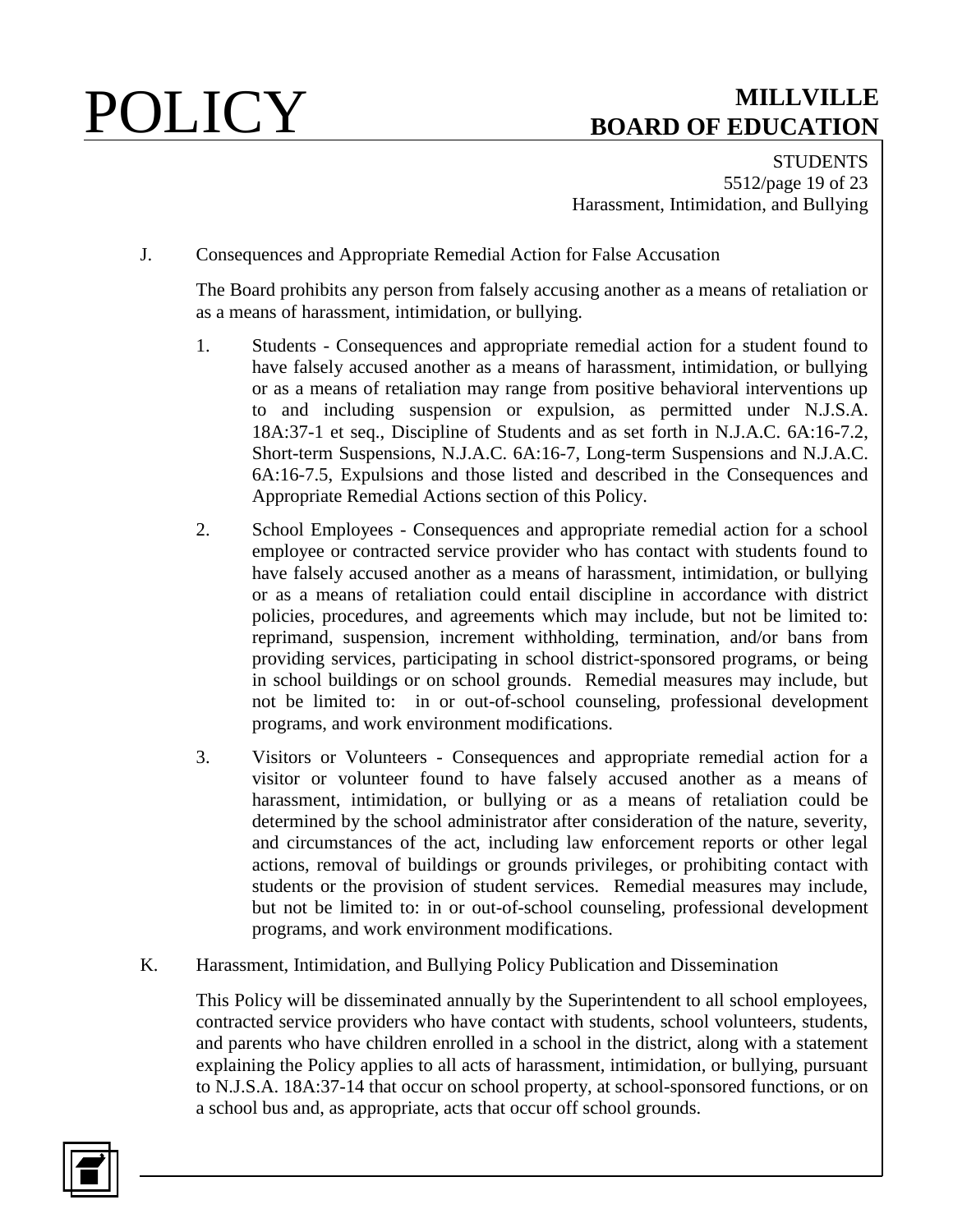J. Consequences and Appropriate Remedial Action for False Accusation

The Board prohibits any person from falsely accusing another as a means of retaliation or as a means of harassment, intimidation, or bullying.

1. Students - Consequences and appropriate remedial action for a student found to have falsely accused another as a means of harassment, intimidation, or bullying or as a means of retaliation may range from positive behavioral interventions up to and including suspension or expulsion, as permitted under N.J.S.A. 18A:37-1 et seq., Discipline of Students and as set forth in N.J.A.C. 6A:16-7.2, Short-term Suspensions, N.J.A.C. 6A:16-7, Long-term Suspensions and N.J.A.C. 6A:16-7.5, Expulsions and those listed and described in the Consequences and Appropriate Remedial Actions section of this Policy.

2. School Employees - Consequences and appropriate remedial action for a school employee or contracted service provider who has contact with students found to have falsely accused another as a means of harassment, intimidation, or bullying or as a means of retaliation could entail discipline in accordance with district policies, procedures, and agreements which may include, but not be limited to: reprimand, suspension, increment withholding, termination, and/or bans from providing services, participating in school district-sponsored programs, or being in school buildings or on school grounds. Remedial measures may include, but not be limited to: in or out-of-school counseling, professional development programs, and work environment modifications.

3. Visitors or Volunteers - Consequences and appropriate remedial action for a visitor or volunteer found to have falsely accused another as a means of harassment, intimidation, or bullying or as a means of retaliation could be determined by the school administrator after consideration of the nature, severity, and circumstances of the act, including law enforcement reports or other legal actions, removal of buildings or grounds privileges, or prohibiting contact with students or the provision of student services. Remedial measures may include, but not be limited to: in or out-of-school counseling, professional development programs, and work environment modifications.

K. Harassment, Intimidation, and Bullying Policy Publication and Dissemination

This Policy will be disseminated annually by the Superintendent to all school employees, contracted service providers who have contact with students, school volunteers, students, and parents who have children enrolled in a school in the district, along with a statement explaining the Policy applies to all acts of harassment, intimidation, or bullying, pursuant to N.J.S.A. 18A:37-14 that occur on school property, at school-sponsored functions, or on a school bus and, as appropriate, acts that occur off school grounds.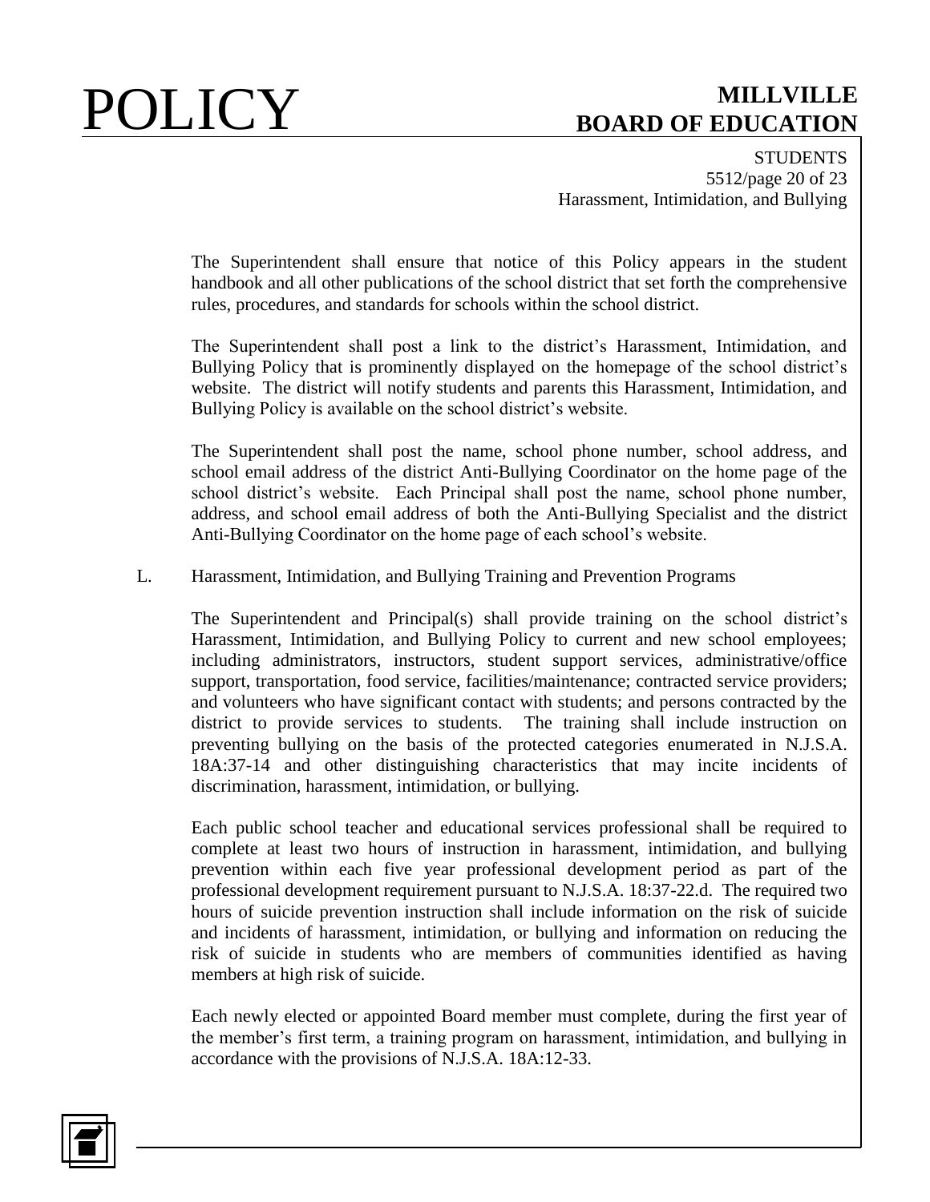The Superintendent shall ensure that notice of this Policy appears in the student handbook and all other publications of the school district that set forth the comprehensive rules, procedures, and standards for schools within the school district.

The Superintendent shall post a link to the district's Harassment, Intimidation, and Bullying Policy that is prominently displayed on the homepage of the school district's website. The district will notify students and parents this Harassment, Intimidation, and Bullying Policy is available on the school district's website.

The Superintendent shall post the name, school phone number, school address, and school email address of the district Anti-Bullying Coordinator on the home page of the school district's website. Each Principal shall post the name, school phone number, address, and school email address of both the Anti-Bullying Specialist and the district Anti-Bullying Coordinator on the home page of each school's website.

L. Harassment, Intimidation, and Bullying Training and Prevention Programs

The Superintendent and Principal(s) shall provide training on the school district's Harassment, Intimidation, and Bullying Policy to current and new school employees; including administrators, instructors, student support services, administrative/office support, transportation, food service, facilities/maintenance; contracted service providers; and volunteers who have significant contact with students; and persons contracted by the district to provide services to students. The training shall include instruction on preventing bullying on the basis of the protected categories enumerated in N.J.S.A. 18A:37-14 and other distinguishing characteristics that may incite incidents of discrimination, harassment, intimidation, or bullying.

Each public school teacher and educational services professional shall be required to complete at least two hours of instruction in harassment, intimidation, and bullying prevention within each five year professional development period as part of the professional development requirement pursuant to N.J.S.A. 18:37-22.d. The required two hours of suicide prevention instruction shall include information on the risk of suicide and incidents of harassment, intimidation, or bullying and information on reducing the risk of suicide in students who are members of communities identified as having members at high risk of suicide.

Each newly elected or appointed Board member must complete, during the first year of the member's first term, a training program on harassment, intimidation, and bullying in accordance with the provisions of N.J.S.A. 18A:12-33.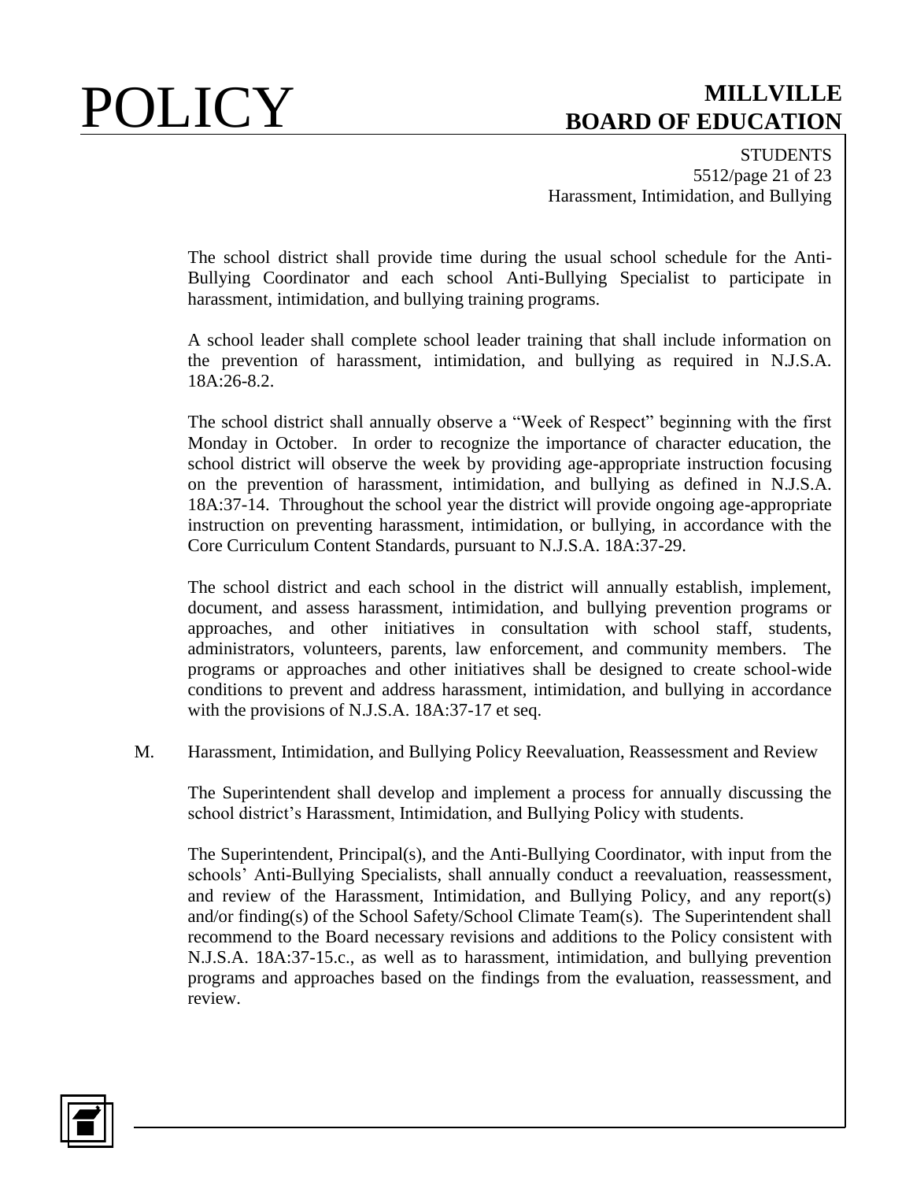The school district shall provide time during the usual school schedule for the Anti-Bullying Coordinator and each school Anti-Bullying Specialist to participate in harassment, intimidation, and bullying training programs.

A school leader shall complete school leader training that shall include information on the prevention of harassment, intimidation, and bullying as required in N.J.S.A. 18A:26-8.2.

The school district shall annually observe a "Week of Respect" beginning with the first Monday in October. In order to recognize the importance of character education, the school district will observe the week by providing age-appropriate instruction focusing on the prevention of harassment, intimidation, and bullying as defined in N.J.S.A. 18A:37-14. Throughout the school year the district will provide ongoing age-appropriate instruction on preventing harassment, intimidation, or bullying, in accordance with the Core Curriculum Content Standards, pursuant to N.J.S.A. 18A:37-29.

The school district and each school in the district will annually establish, implement, document, and assess harassment, intimidation, and bullying prevention programs or approaches, and other initiatives in consultation with school staff, students, administrators, volunteers, parents, law enforcement, and community members. The programs or approaches and other initiatives shall be designed to create school-wide conditions to prevent and address harassment, intimidation, and bullying in accordance with the provisions of N.J.S.A. 18A:37-17 et seq.

M. Harassment, Intimidation, and Bullying Policy Reevaluation, Reassessment and Review

The Superintendent shall develop and implement a process for annually discussing the school district's Harassment, Intimidation, and Bullying Policy with students.

The Superintendent, Principal(s), and the Anti-Bullying Coordinator, with input from the schools' Anti-Bullying Specialists, shall annually conduct a reevaluation, reassessment, and review of the Harassment, Intimidation, and Bullying Policy, and any report(s) and/or finding(s) of the School Safety/School Climate Team(s). The Superintendent shall recommend to the Board necessary revisions and additions to the Policy consistent with N.J.S.A. 18A:37-15.c., as well as to harassment, intimidation, and bullying prevention programs and approaches based on the findings from the evaluation, reassessment, and review.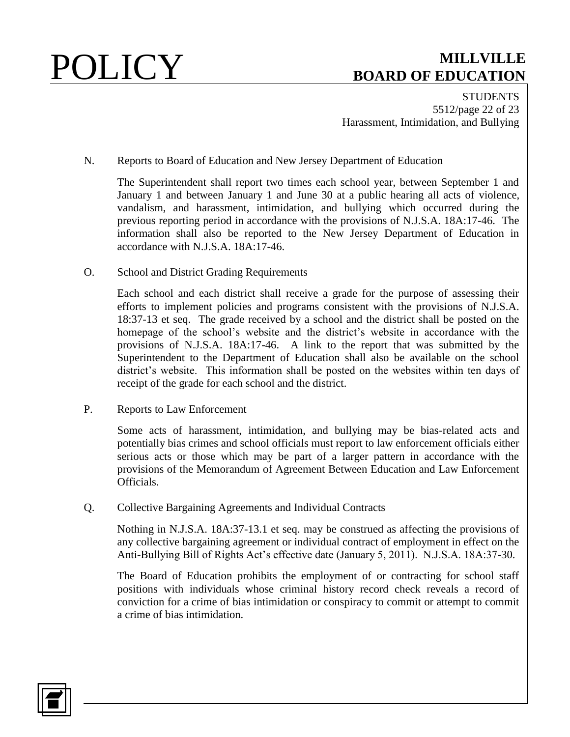N. Reports to Board of Education and New Jersey Department of Education

The Superintendent shall report two times each school year, between September 1 and January 1 and between January 1 and June 30 at a public hearing all acts of violence, vandalism, and harassment, intimidation, and bullying which occurred during the previous reporting period in accordance with the provisions of N.J.S.A. 18A:17-46. The information shall also be reported to the New Jersey Department of Education in accordance with N.J.S.A. 18A:17-46.

O. School and District Grading Requirements

Each school and each district shall receive a grade for the purpose of assessing their efforts to implement policies and programs consistent with the provisions of N.J.S.A. 18:37-13 et seq. The grade received by a school and the district shall be posted on the homepage of the school's website and the district's website in accordance with the provisions of N.J.S.A. 18A:17-46. A link to the report that was submitted by the Superintendent to the Department of Education shall also be available on the school district's website. This information shall be posted on the websites within ten days of receipt of the grade for each school and the district.

P. Reports to Law Enforcement

Some acts of harassment, intimidation, and bullying may be bias-related acts and potentially bias crimes and school officials must report to law enforcement officials either serious acts or those which may be part of a larger pattern in accordance with the provisions of the Memorandum of Agreement Between Education and Law Enforcement Officials.

Q. Collective Bargaining Agreements and Individual Contracts

Nothing in N.J.S.A. 18A:37-13.1 et seq. may be construed as affecting the provisions of any collective bargaining agreement or individual contract of employment in effect on the Anti-Bullying Bill of Rights Act's effective date (January 5, 2011). N.J.S.A. 18A:37-30.

The Board of Education prohibits the employment of or contracting for school staff positions with individuals whose criminal history record check reveals a record of conviction for a crime of bias intimidation or conspiracy to commit or attempt to commit a crime of bias intimidation.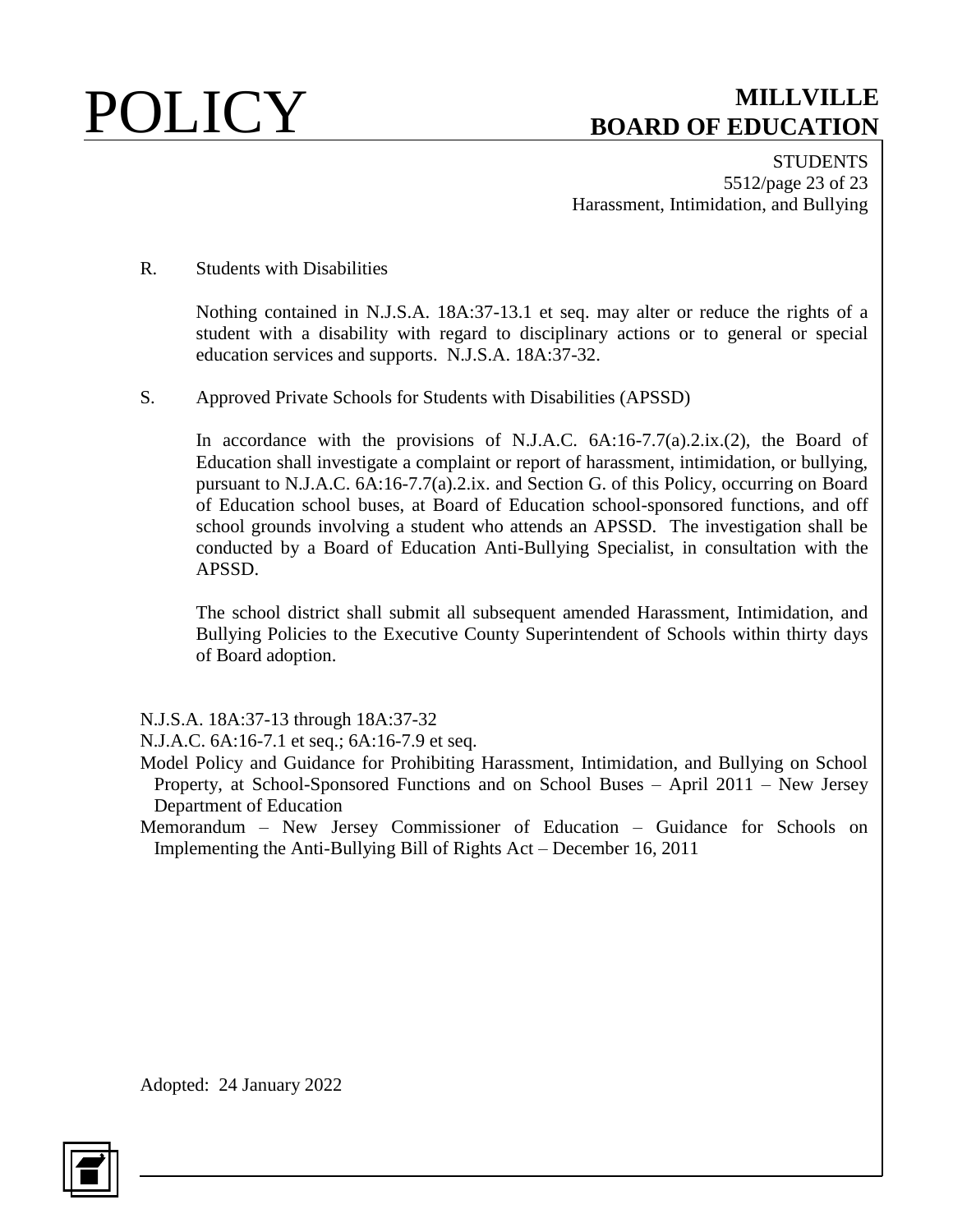R. Students with Disabilities

Nothing contained in N.J.S.A. 18A:37-13.1 et seq. may alter or reduce the rights of a student with a disability with regard to disciplinary actions or to general or special education services and supports. N.J.S.A. 18A:37-32.

S. Approved Private Schools for Students with Disabilities (APSSD)

In accordance with the provisions of N.J.A.C. 6A:16-7.7(a).2.ix.(2), the Board of Education shall investigate a complaint or report of harassment, intimidation, or bullying, pursuant to N.J.A.C. 6A:16-7.7(a).2.ix. and Section G. of this Policy, occurring on Board of Education school buses, at Board of Education school-sponsored functions, and off school grounds involving a student who attends an APSSD. The investigation shall be conducted by a Board of Education Anti-Bullying Specialist, in consultation with the APSSD.

The school district shall submit all subsequent amended Harassment, Intimidation, and Bullying Policies to the Executive County Superintendent of Schools within thirty days of Board adoption.

N.J.S.A. 18A:37-13 through 18A:37-32
N.J.A.C. 6A:16-7.1 et seq.; 6A:16-7.9 et seq.
Model Policy and Guidance for Prohibiting Harassment, Intimidation, and Bullying on School Property, at School-Sponsored Functions and on School Buses – April 2011 – New Jersey Department of Education
Memorandum – New Jersey Commissioner of Education – Guidance for Schools on Implementing the Anti-Bullying Bill of Rights Act – December 16, 2011

Adopted: 24 January 2022